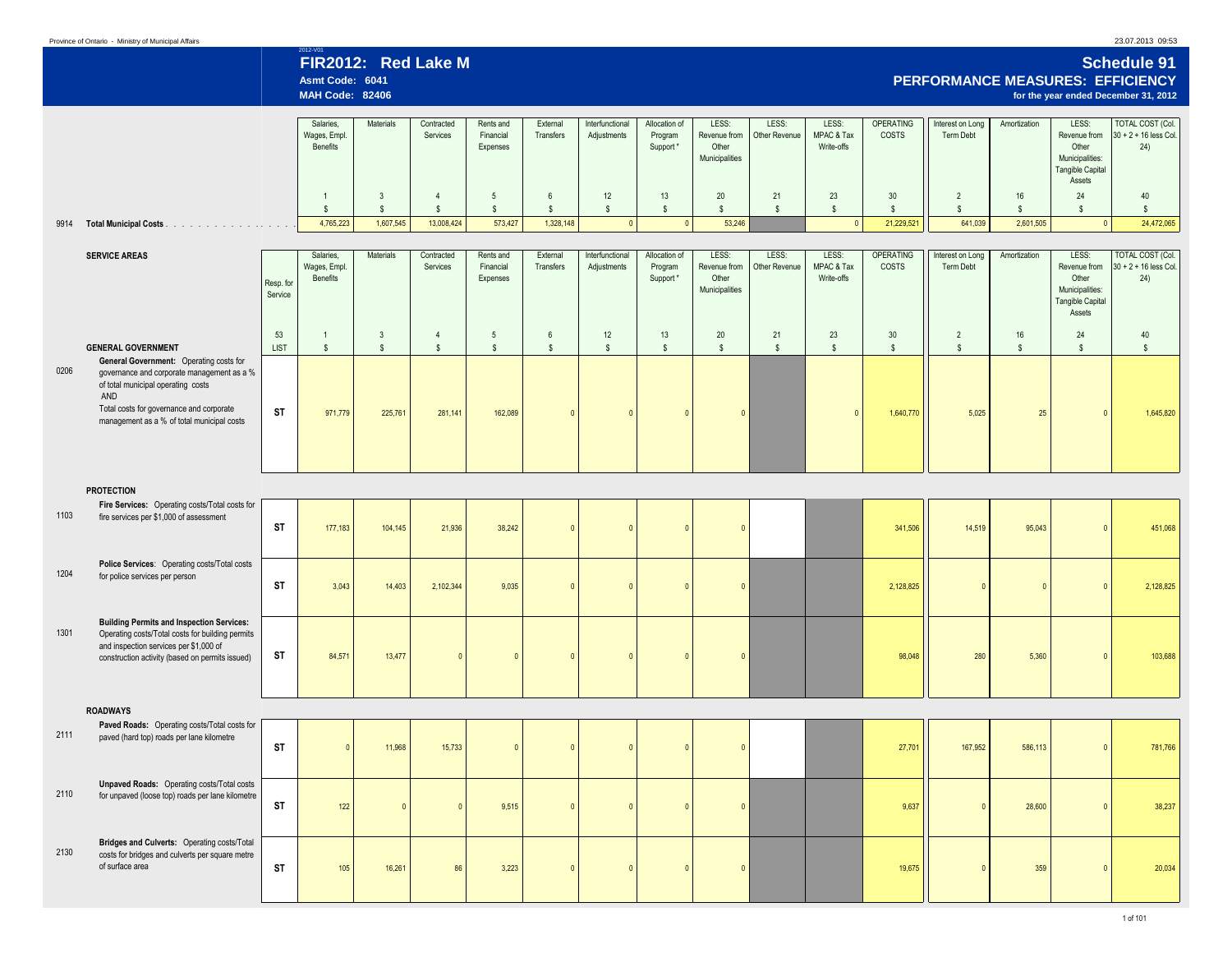Province of Ontario - Ministry of Municipal Affairs

2012-V01

# FIR2012: Red Lake M

**Asmt Code: 6041**
**MAH Code: 82406**

# Schedule 91

## PERFORMANCE MEASURES: EFFICIENCY

**for the year ended December 31, 2012**

| | | Salaries, Wages, Empl. Benefits | Materials | Contracted Services | Rents and Financial Expenses | External Transfers | Interfunctional Adjustments | Allocation of Program Support * | LESS: Revenue from Other Municipalities | LESS: Other Revenue | LESS: MPAC & Tax Write-offs | OPERATING COSTS | Interest on Long Term Debt | Amortization | LESS: Revenue from Other Municipalities: Tangible Capital Assets | TOTAL COST (Col. 30 + 2 + 16 less Col. 24) |
|---|---|---|---|---|---|---|---|---|---|---|---|---|---|---|---|---|
| | | 1 | 3 | 4 | 5 | 6 | 12 | 13 | 20 | 21 | 23 | 30 | 2 | 16 | 24 | 40 |
| | | $ | $ | $ | $ | $ | $ | $ | $ | $ | $ | $ | $ | $ | $ | $ |
| 9914 | **Total Municipal Costs** | 4,765,223 | 1,607,545 | 13,008,424 | 573,427 | 1,328,148 | 0 | 0 | 53,246 | | 0 | 21,229,521 | 641,039 | 2,601,505 | 0 | 24,472,065 |

| | **SERVICE AREAS** | Resp. for Service | Salaries, Wages, Empl. Benefits | Materials | Contracted Services | Rents and Financial Expenses | External Transfers | Interfunctional Adjustments | Allocation of Program Support * | LESS: Revenue from Other Municipalities | LESS: Other Revenue | LESS: MPAC & Tax Write-offs | OPERATING COSTS | Interest on Long Term Debt | Amortization | LESS: Revenue from Other Municipalities: Tangible Capital Assets | TOTAL COST (Col. 30 + 2 + 16 less Col. 24) |
|---|---|---|---|---|---|---|---|---|---|---|---|---|---|---|---|---|---|
| | | 53 | 1 | 3 | 4 | 5 | 6 | 12 | 13 | 20 | 21 | 23 | 30 | 2 | 16 | 24 | 40 |
| | **GENERAL GOVERNMENT** | LIST | $ | $ | $ | $ | $ | $ | $ | $ | $ | $ | $ | $ | $ | $ | $ |
| 0206 | **General Government:** Operating costs for governance and corporate management as a % of total municipal operating costs AND Total costs for governance and corporate management as a % of total municipal costs | **ST** | 971,779 | 225,761 | 281,141 | 162,089 | 0 | 0 | 0 | 0 | | 0 | 1,640,770 | 5,025 | 25 | 0 | 1,645,820 |
| | **PROTECTION** | | | | | | | | | | | | | | | | |
| 1103 | **Fire Services:** Operating costs/Total costs for fire services per $1,000 of assessment | **ST** | 177,183 | 104,145 | 21,936 | 38,242 | 0 | 0 | 0 | 0 | | | 341,506 | 14,519 | 95,043 | 0 | 451,068 |
| 1204 | **Police Services**: Operating costs/Total costs for police services per person | **ST** | 3,043 | 14,403 | 2,102,344 | 9,035 | 0 | 0 | 0 | 0 | | | 2,128,825 | 0 | 0 | 0 | 2,128,825 |
| 1301 | **Building Permits and Inspection Services:** Operating costs/Total costs for building permits and inspection services per $1,000 of construction activity (based on permits issued) | **ST** | 84,571 | 13,477 | 0 | 0 | 0 | 0 | 0 | 0 | | | 98,048 | 280 | 5,360 | 0 | 103,688 |
| | **ROADWAYS** | | | | | | | | | | | | | | | | |
| 2111 | **Paved Roads:** Operating costs/Total costs for paved (hard top) roads per lane kilometre | **ST** | 0 | 11,968 | 15,733 | 0 | 0 | 0 | 0 | 0 | | | 27,701 | 167,952 | 586,113 | 0 | 781,766 |
| 2110 | **Unpaved Roads:** Operating costs/Total costs for unpaved (loose top) roads per lane kilometre | **ST** | 122 | 0 | 0 | 9,515 | 0 | 0 | 0 | 0 | | | 9,637 | 0 | 28,600 | 0 | 38,237 |
| 2130 | **Bridges and Culverts:** Operating costs/Total costs for bridges and culverts per square metre of surface area | **ST** | 105 | 16,261 | 86 | 3,223 | 0 | 0 | 0 | 0 | | | 19,675 | 0 | 359 | 0 | 20,034 |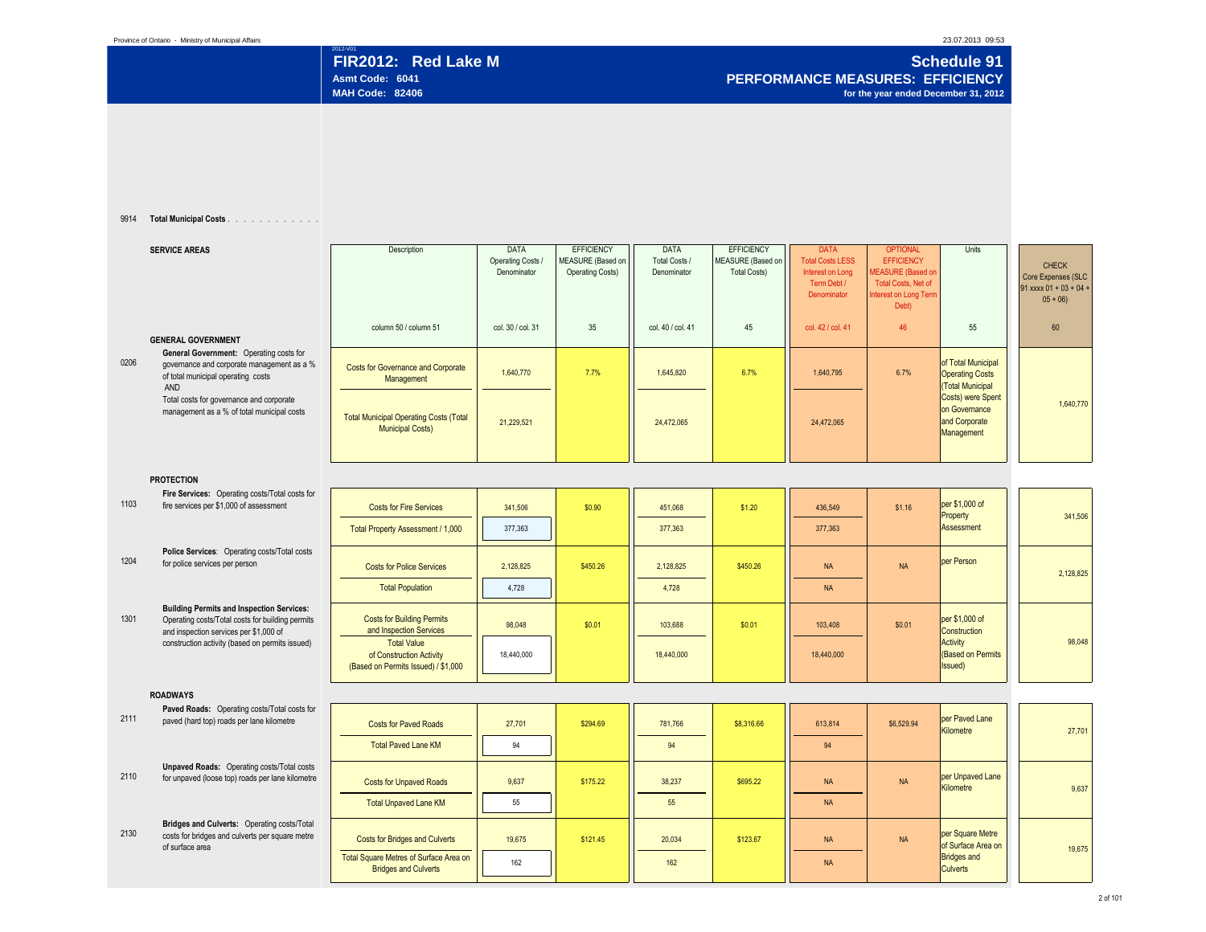# FIR2012: Red Lake M

Asmt Code: 6041
MAH Code: 82406

## Schedule 91
## PERFORMANCE MEASURES: EFFICIENCY
for the year ended December 31, 2012

9914 **Total Municipal Costs**

| | SERVICE AREAS | Description | DATA Operating Costs / Denominator | EFFICIENCY MEASURE (Based on Operating Costs) | DATA Total Costs / Denominator | EFFICIENCY MEASURE (Based on Total Costs) | DATA Total Costs LESS Interest on Long Term Debt / Denominator | OPTIONAL EFFICIENCY MEASURE (Based on Total Costs, Net of Interest on Long Term Debt) | Units | CHECK Core Expenses (SLC 91 xxxx 01 + 03 + 04 + 05 + 06) |
|---|---|---|---|---|---|---|---|---|---|---|
| | | column 50 / column 51 | col. 30 / col. 31 | 35 | col. 40 / col. 41 | 45 | col. 42 / col. 41 | 46 | 55 | 60 |
| | **GENERAL GOVERNMENT** | | | | | | | | | |
| 0206 | **General Government:** Operating costs for governance and corporate management as a % of total municipal operating costs AND Total costs for governance and corporate management as a % of total municipal costs | Costs for Governance and Corporate Management | 1,640,770 | 7.7% | 1,645,820 | 6.7% | 1,640,795 | 6.7% | of Total Municipal Operating Costs (Total Municipal Costs) were Spent on Governance and Corporate Management | 1,640,770 |
| | | Total Municipal Operating Costs (Total Municipal Costs) | 21,229,521 | | 24,472,065 | | 24,472,065 | | | |
| | **PROTECTION** | | | | | | | | | |
| 1103 | **Fire Services:** Operating costs/Total costs for fire services per $1,000 of assessment | Costs for Fire Services | 341,506 | $0.90 | 451,068 | $1.20 | 436,549 | $1.16 | per $1,000 of Property Assessment | 341,506 |
| | | Total Property Assessment / 1,000 | 377,363 | | 377,363 | | 377,363 | | | |
| 1204 | **Police Services**: Operating costs/Total costs for police services per person | Costs for Police Services | 2,128,825 | $450.26 | 2,128,825 | $450.26 | NA | NA | per Person | 2,128,825 |
| | | Total Population | 4,728 | | 4,728 | | NA | | | |
| 1301 | **Building Permits and Inspection Services:** Operating costs/Total costs for building permits and inspection services per $1,000 of construction activity (based on permits issued) | Costs for Building Permits and Inspection Services | 98,048 | $0.01 | 103,688 | $0.01 | 103,408 | $0.01 | per $1,000 of Construction Activity (Based on Permits Issued) | 98,048 |
| | | Total Value of Construction Activity (Based on Permits Issued) / $1,000 | 18,440,000 | | 18,440,000 | | 18,440,000 | | | |
| | **ROADWAYS** | | | | | | | | | |
| 2111 | **Paved Roads:** Operating costs/Total costs for paved (hard top) roads per lane kilometre | Costs for Paved Roads | 27,701 | $294.69 | 781,766 | $8,316.66 | 613,814 | $6,529.94 | per Paved Lane Kilometre | 27,701 |
| | | Total Paved Lane KM | 94 | | 94 | | 94 | | | |
| 2110 | **Unpaved Roads:** Operating costs/Total costs for unpaved (loose top) roads per lane kilometre | Costs for Unpaved Roads | 9,637 | $175.22 | 38,237 | $695.22 | NA | NA | per Unpaved Lane Kilometre | 9,637 |
| | | Total Unpaved Lane KM | 55 | | 55 | | NA | | | |
| 2130 | **Bridges and Culverts:** Operating costs/Total costs for bridges and culverts per square metre of surface area | Costs for Bridges and Culverts | 19,675 | $121.45 | 20,034 | $123.67 | NA | NA | per Square Metre of Surface Area on Bridges and Culverts | 19,675 |
| | | Total Square Metres of Surface Area on Bridges and Culverts | 162 | | 162 | | NA | | | |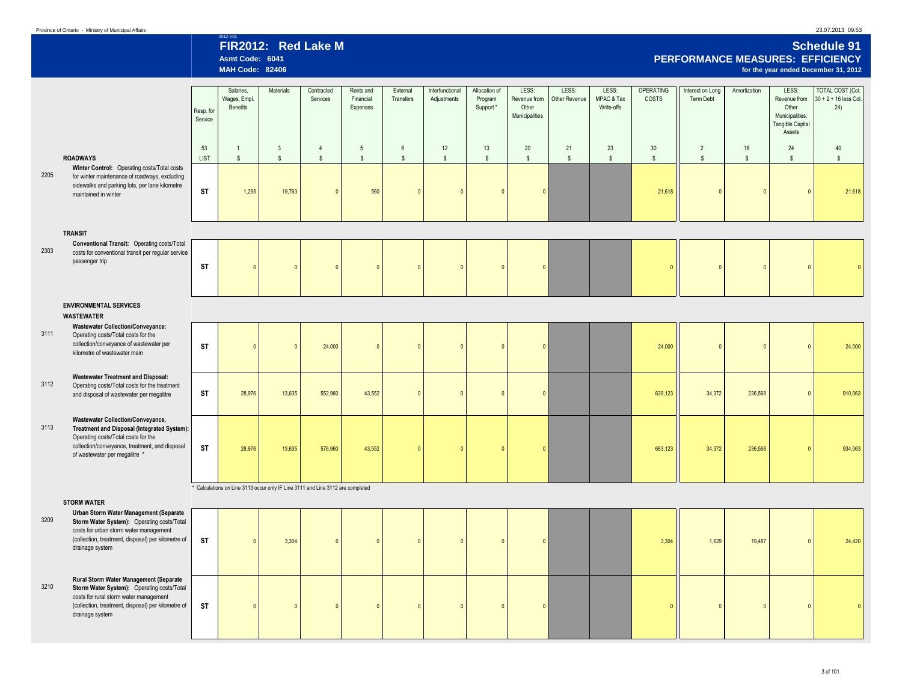# FIR2012: Red Lake M

2012-V01

Asmt Code: 6041

MAH Code: 82406

## Schedule 91

### PERFORMANCE MEASURES: EFFICIENCY

for the year ended December 31, 2012

| | | Resp. for Service | Salaries, Wages, Empl. Benefits | Materials | Contracted Services | Rents and Financial Expenses | External Transfers | Interfunctional Adjustments | Allocation of Program Support * | LESS: Revenue from Other Municipalities | LESS: Other Revenue | LESS: MPAC & Tax Write-offs | OPERATING COSTS | Interest on Long Term Debt | Amortization | LESS: Revenue from Other Municipalities: Tangible Capital Assets | TOTAL COST (Col. 30 + 2 + 16 less Col. 24) |
|---|---|---|---|---|---|---|---|---|---|---|---|---|---|---|---|---|---|
| | | 53 | 1 | 3 | 4 | 5 | 6 | 12 | 13 | 20 | 21 | 23 | 30 | 2 | 16 | 24 | 40 |
| | **ROADWAYS** | LIST | $ | $ | $ | $ | $ | $ | $ | $ | $ | $ | $ | $ | $ | $ | $ |
| 2205 | **Winter Control:** Operating costs/Total costs for winter maintenance of roadways, excluding sidewalks and parking lots, per lane kilometre maintained in winter | ST | 1,295 | 19,763 | 0 | 560 | 0 | 0 | 0 | 0 | | | 21,618 | 0 | 0 | 0 | 21,618 |
| | **TRANSIT** | | | | | | | | | | | | | | | | |
| 2303 | **Conventional Transit:** Operating costs/Total costs for conventional transit per regular service passenger trip | ST | 0 | 0 | 0 | 0 | 0 | 0 | 0 | 0 | | | 0 | 0 | 0 | 0 | 0 |
| | **ENVIRONMENTAL SERVICES** | | | | | | | | | | | | | | | | |
| | **WASTEWATER** | | | | | | | | | | | | | | | | |
| 3111 | **Wastewater Collection/Conveyance:** Operating costs/Total costs for the collection/conveyance of wastewater per kilometre of wastewater main | ST | 0 | 0 | 24,000 | 0 | 0 | 0 | 0 | 0 | | | 24,000 | 0 | 0 | 0 | 24,000 |
| 3112 | **Wastewater Treatment and Disposal:** Operating costs/Total costs for the treatment and disposal of wastewater per megalitre | ST | 28,976 | 13,635 | 552,960 | 43,552 | 0 | 0 | 0 | 0 | | | 639,123 | 34,372 | 236,568 | 0 | 910,063 |
| 3113 | **Wastewater Collection/Conveyance, Treatment and Disposal (Integrated System):** Operating costs/Total costs for the collection/conveyance, treatment, and disposal of wastewater per megalitre * | ST | 28,976 | 13,635 | 576,960 | 43,552 | 0 | 0 | 0 | 0 | | | 663,123 | 34,372 | 236,568 | 0 | 934,063 |
| | **STORM WATER** | | | | | | | | | | | | | | | | |
| 3209 | **Urban Storm Water Management (Separate Storm Water System):** Operating costs/Total costs for urban storm water management (collection, treatment, disposal) per kilometre of drainage system | ST | 0 | 3,304 | 0 | 0 | 0 | 0 | 0 | 0 | | | 3,304 | 1,629 | 19,487 | 0 | 24,420 |
| 3210 | **Rural Storm Water Management (Separate Storm Water System):** Operating costs/Total costs for rural storm water management (collection, treatment, disposal) per kilometre of drainage system | ST | 0 | 0 | 0 | 0 | 0 | 0 | 0 | 0 | | | 0 | 0 | 0 | 0 | 0 |

\* Calculations on Line 3113 occur only IF Line 3111 and Line 3112 are completed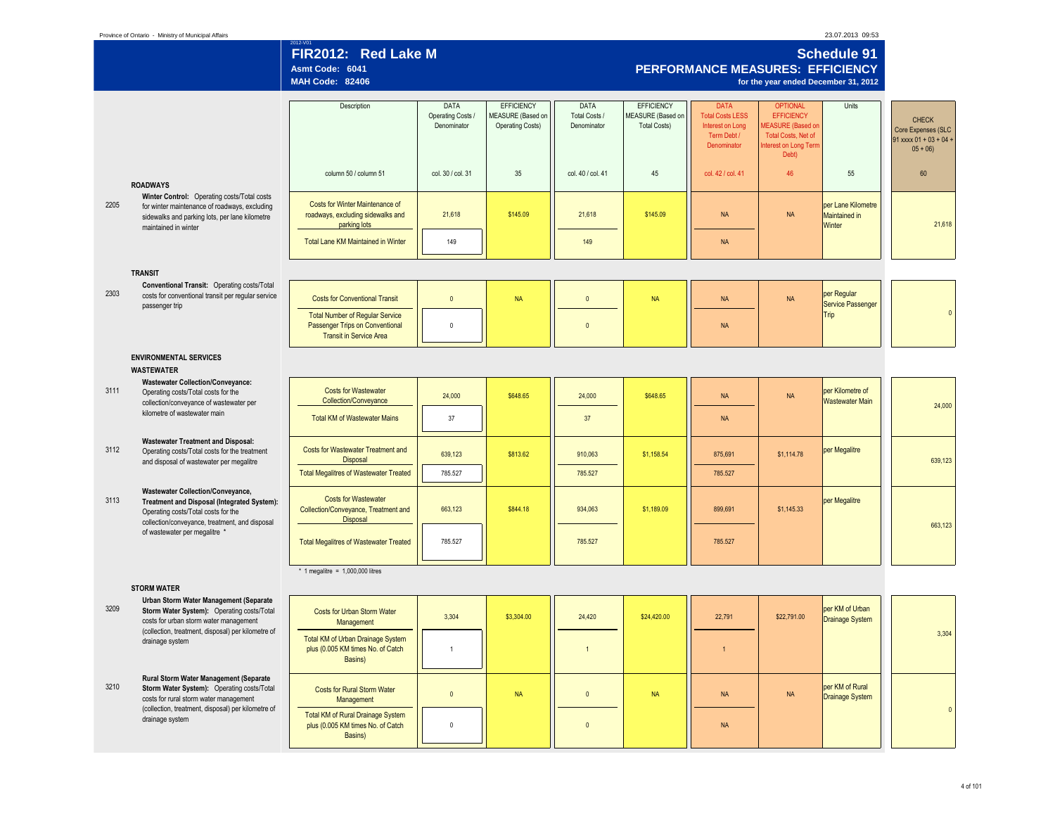Province of Ontario - Ministry of Municipal Affairs

2012-V01

# FIR2012: Red Lake M

**Asmt Code: 6041**

**MAH Code: 82406**

## Schedule 91

### PERFORMANCE MEASURES: EFFICIENCY

for the year ended December 31, 2012

| Line | Measure | Description | DATA Operating Costs / Denominator | EFFICIENCY MEASURE (Based on Operating Costs) | DATA Total Costs / Denominator | EFFICIENCY MEASURE (Based on Total Costs) | DATA Total Costs LESS Interest on Long Term Debt / Denominator | OPTIONAL EFFICIENCY MEASURE (Based on Total Costs, Net of Interest on Long Term Debt) | Units | CHECK Core Expenses (SLC 91 xxxx 01 + 03 + 04 + 05 + 06) |
|---|---|---|---|---|---|---|---|---|---|---|
| | | column 50 / column 51 | col. 30 / col. 31 | 35 | col. 40 / col. 41 | 45 | col. 42 / col. 41 | 46 | 55 | 60 |
| | **ROADWAYS** | | | | | | | | | |
| 2205 | **Winter Control:** Operating costs/Total costs for winter maintenance of roadways, excluding sidewalks and parking lots, per lane kilometre maintained in winter | Costs for Winter Maintenance of roadways, excluding sidewalks and parking lots | 21,618 | $145.09 | 21,618 | $145.09 | NA | NA | per Lane Kilometre Maintained in Winter | 21,618 |
| | | Total Lane KM Maintained in Winter | 149 | | 149 | | NA | | | |
| | **TRANSIT** | | | | | | | | | |
| 2303 | **Conventional Transit:** Operating costs/Total costs for conventional transit per regular service passenger trip | Costs for Conventional Transit | 0 | NA | 0 | NA | NA | NA | per Regular Service Passenger Trip | 0 |
| | | Total Number of Regular Service Passenger Trips on Conventional Transit in Service Area | 0 | | 0 | | NA | | | |
| | **ENVIRONMENTAL SERVICES** | | | | | | | | | |
| | **WASTEWATER** | | | | | | | | | |
| 3111 | **Wastewater Collection/Conveyance:** Operating costs/Total costs for the collection/conveyance of wastewater per kilometre of wastewater main | Costs for Wastewater Collection/Conveyance | 24,000 | $648.65 | 24,000 | $648.65 | NA | NA | per Kilometre of Wastewater Main | 24,000 |
| | | Total KM of Wastewater Mains | 37 | | 37 | | NA | | | |
| 3112 | **Wastewater Treatment and Disposal:** Operating costs/Total costs for the treatment and disposal of wastewater per megalitre | Costs for Wastewater Treatment and Disposal | 639,123 | $813.62 | 910,063 | $1,158.54 | 875,691 | $1,114.78 | per Megalitre | 639,123 |
| | | Total Megalitres of Wastewater Treated | 785.527 | | 785.527 | | 785.527 | | | |
| 3113 | **Wastewater Collection/Conveyance, Treatment and Disposal (Integrated System):** Operating costs/Total costs for the collection/conveyance, treatment, and disposal of wastewater per megalitre * | Costs for Wastewater Collection/Conveyance, Treatment and Disposal | 663,123 | $844.18 | 934,063 | $1,189.09 | 899,691 | $1,145.33 | per Megalitre | 663,123 |
| | | Total Megalitres of Wastewater Treated | 785.527 | | 785.527 | | 785.527 | | | |
| | **STORM WATER** | | | | | | | | | |
| 3209 | **Urban Storm Water Management (Separate Storm Water System):** Operating costs/Total costs for urban storm water management (collection, treatment, disposal) per kilometre of drainage system | Costs for Urban Storm Water Management | 3,304 | $3,304.00 | 24,420 | $24,420.00 | 22,791 | $22,791.00 | per KM of Urban Drainage System | 3,304 |
| | | Total KM of Urban Drainage System plus (0.005 KM times No. of Catch Basins) | 1 | | 1 | | 1 | | | |
| 3210 | **Rural Storm Water Management (Separate Storm Water System):** Operating costs/Total costs for rural storm water management (collection, treatment, disposal) per kilometre of drainage system | Costs for Rural Storm Water Management | 0 | NA | 0 | NA | NA | NA | per KM of Rural Drainage System | 0 |
| | | Total KM of Rural Drainage System plus (0.005 KM times No. of Catch Basins) | 0 | | 0 | | NA | | | |

\* 1 megalitre = 1,000,000 litres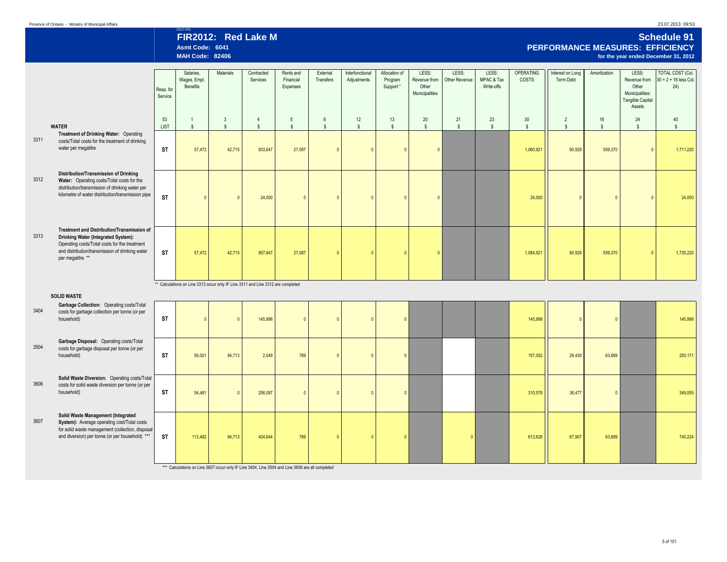2012-V01

# FIR2012: Red Lake M

**Asmt Code: 6041**
**MAH Code: 82406**

# Schedule 91

## PERFORMANCE MEASURES: EFFICIENCY

**for the year ended December 31, 2012**

| | | Resp. for Service | Salaries, Wages, Empl. Benefits | Materials | Contracted Services | Rents and Financial Expenses | External Transfers | Interfunctional Adjustments | Allocation of Program Support * | LESS: Revenue from Other Municipalities | LESS: Other Revenue | LESS: MPAC & Tax Write-offs | OPERATING COSTS | Interest on Long Term Debt | Amortization | LESS: Revenue from Other Municipalities: Tangible Capital Assets | TOTAL COST (Col. 30 + 2 + 16 less Col. 24) |
|---|---|---|---|---|---|---|---|---|---|---|---|---|---|---|---|---|---|
| | | 53 | 1 | 3 | 4 | 5 | 6 | 12 | 13 | 20 | 21 | 23 | 30 | 2 | 16 | 24 | 40 |
| | **WATER** | LIST | $ | $ | $ | $ | $ | $ | $ | $ | $ | $ | $ | $ | $ | $ | $ |
| 3311 | **Treatment of Drinking Water:** Operating costs/Total costs for the treatment of drinking water per megalitre | ST | 57,472 | 42,715 | 933,647 | 27,087 | 0 | 0 | 0 | 0 | | | 1,060,921 | 90,929 | 559,370 | 0 | 1,711,220 |
| 3312 | **Distribution/Transmission of Drinking Water:** Operating costs/Total costs for the distribution/transmission of drinking water per kilometre of water distribution/transmission pipe | ST | 0 | 0 | 24,000 | 0 | 0 | 0 | 0 | 0 | | | 24,000 | 0 | 0 | 0 | 24,000 |
| 3313 | **Treatment and Distribution/Transmission of Drinking Water (Integrated System):** Operating costs/Total costs for the treatment and distribution/transmission of drinking water per megalitre ** | ST | 57,472 | 42,715 | 957,647 | 27,087 | 0 | 0 | 0 | 0 | | | 1,084,921 | 90,929 | 559,370 | 0 | 1,735,220 |

** Calculations on Line 3313 occur only IF Line 3311 and Line 3312 are completed

| | **SOLID WASTE** | Resp. for Service | Salaries, Wages, Empl. Benefits | Materials | Contracted Services | Rents and Financial Expenses | External Transfers | Interfunctional Adjustments | Allocation of Program Support * | LESS: Revenue from Other Municipalities | LESS: Other Revenue | LESS: MPAC & Tax Write-offs | OPERATING COSTS | Interest on Long Term Debt | Amortization | LESS: Revenue from Other Municipalities: Tangible Capital Assets | TOTAL COST (Col. 30 + 2 + 16 less Col. 24) |
|---|---|---|---|---|---|---|---|---|---|---|---|---|---|---|---|---|---|
| 3404 | **Garbage Collection:** Operating costs/Total costs for garbage collection per tonne (or per household) | ST | 0 | 0 | 145,998 | 0 | 0 | 0 | 0 | | | | 145,998 | 0 | 0 | | 145,998 |
| 3504 | **Garbage Disposal:** Operating costs/Total costs for garbage disposal per tonne (or per household) | ST | 59,001 | 94,713 | 2,549 | 789 | 0 | 0 | 0 | | | | 157,052 | 29,430 | 63,689 | | 250,171 |
| 3606 | **Solid Waste Diversion:** Operating costs/Total costs for solid waste diversion per tonne (or per household) | ST | 54,481 | 0 | 256,097 | 0 | 0 | 0 | 0 | | | | 310,578 | 38,477 | 0 | | 349,055 |
| 3607 | **Solid Waste Management (Integrated System):** Average operating cost/Total costs for solid waste management (collection, disposal and diversion) per tonne (or per household) *** | ST | 113,482 | 94,713 | 404,644 | 789 | 0 | 0 | 0 | | 0 | | 613,628 | 67,907 | 63,689 | | 745,224 |

*** Calculations on Line 3607 occur only IF Line 3404, Line 3504 and Line 3606 are all completed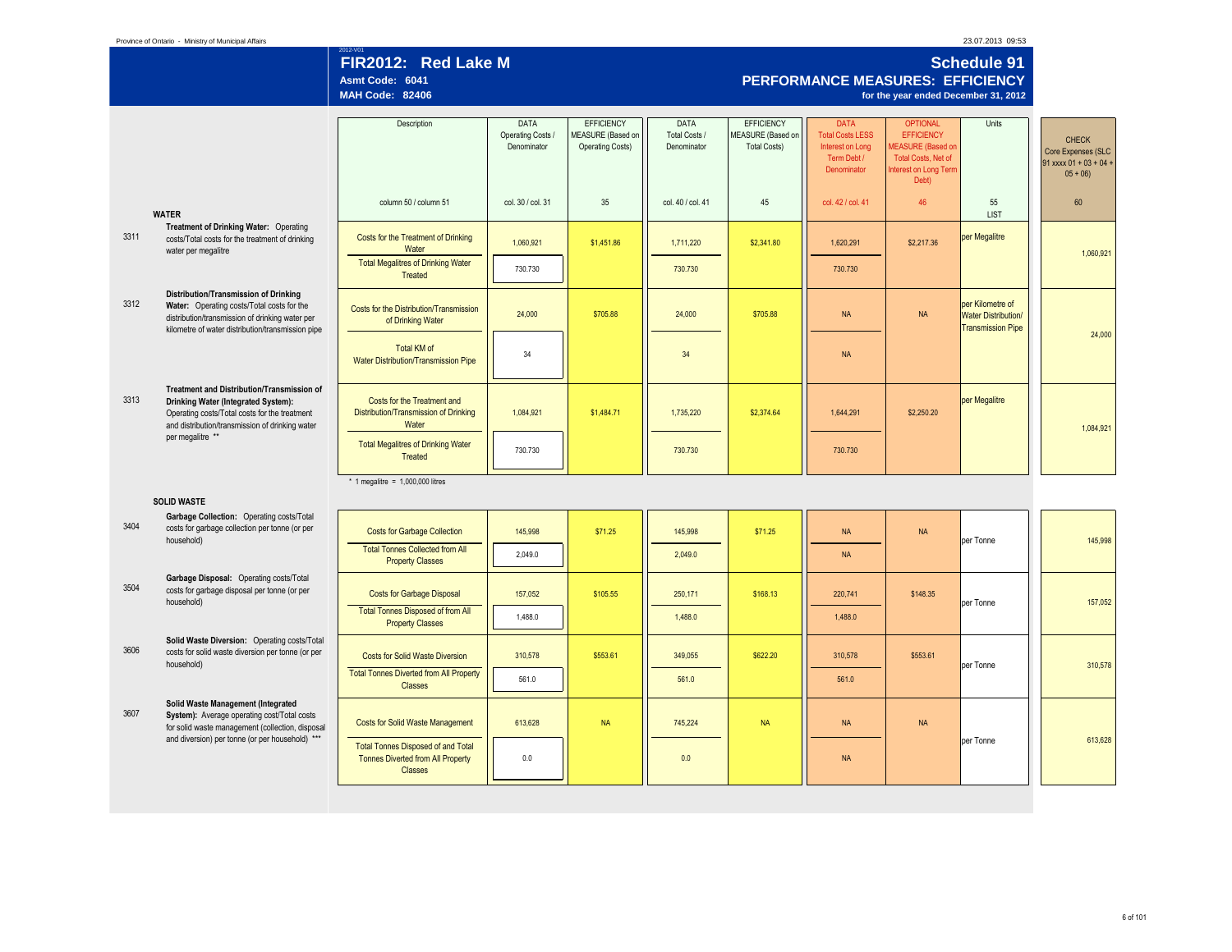Province of Ontario - Ministry of Municipal Affairs

2012-V01

# FIR2012: Red Lake M

**Asmt Code: 6041**
**MAH Code: 82406**

## Schedule 91
### PERFORMANCE MEASURES: EFFICIENCY
**for the year ended December 31, 2012**

| | | Description | DATA Operating Costs / Denominator | EFFICIENCY MEASURE (Based on Operating Costs) | DATA Total Costs / Denominator | EFFICIENCY MEASURE (Based on Total Costs) | DATA Total Costs LESS Interest on Long Term Debt / Denominator | OPTIONAL EFFICIENCY MEASURE (Based on Total Costs, Net of Interest on Long Term Debt) | Units | CHECK Core Expenses (SLC 91 xxxx 01 + 03 + 04 + 05 + 06) |
|---|---|---|---|---|---|---|---|---|---|---|
| | | column 50 / column 51 | col. 30 / col. 31 | 35 | col. 40 / col. 41 | 45 | col. 42 / col. 41 | 46 | 55 LIST | 60 |
| | **WATER** | | | | | | | | | |
| 3311 | **Treatment of Drinking Water:** Operating costs/Total costs for the treatment of drinking water per megalitre | Costs for the Treatment of Drinking Water | 1,060,921 | $1,451.86 | 1,711,220 | $2,341.80 | 1,620,291 | $2,217.36 | per Megalitre | 1,060,921 |
| | | Total Megalitres of Drinking Water Treated | 730.730 | | 730.730 | | 730.730 | | | |
| 3312 | **Distribution/Transmission of Drinking Water:** Operating costs/Total costs for the distribution/transmission of drinking water per kilometre of water distribution/transmission pipe | Costs for the Distribution/Transmission of Drinking Water | 24,000 | $705.88 | 24,000 | $705.88 | NA | NA | per Kilometre of Water Distribution/ Transmission Pipe | 24,000 |
| | | Total KM of Water Distribution/Transmission Pipe | 34 | | 34 | | NA | | | |
| 3313 | **Treatment and Distribution/Transmission of Drinking Water (Integrated System):** Operating costs/Total costs for the treatment and distribution/transmission of drinking water per megalitre ** | Costs for the Treatment and Distribution/Transmission of Drinking Water | 1,084,921 | $1,484.71 | 1,735,220 | $2,374.64 | 1,644,291 | $2,250.20 | per Megalitre | 1,084,921 |
| | | Total Megalitres of Drinking Water Treated | 730.730 | | 730.730 | | 730.730 | | | |
| | **SOLID WASTE** | | | | | | | | | |
| 3404 | **Garbage Collection:** Operating costs/Total costs for garbage collection per tonne (or per household) | Costs for Garbage Collection | 145,998 | $71.25 | 145,998 | $71.25 | NA | NA | per Tonne | 145,998 |
| | | Total Tonnes Collected from All Property Classes | 2,049.0 | | 2,049.0 | | NA | | | |
| 3504 | **Garbage Disposal:** Operating costs/Total costs for garbage disposal per tonne (or per household) | Costs for Garbage Disposal | 157,052 | $105.55 | 250,171 | $168.13 | 220,741 | $148.35 | per Tonne | 157,052 |
| | | Total Tonnes Disposed of from All Property Classes | 1,488.0 | | 1,488.0 | | 1,488.0 | | | |
| 3606 | **Solid Waste Diversion:** Operating costs/Total costs for solid waste diversion per tonne (or per household) | Costs for Solid Waste Diversion | 310,578 | $553.61 | 349,055 | $622.20 | 310,578 | $553.61 | per Tonne | 310,578 |
| | | Total Tonnes Diverted from All Property Classes | 561.0 | | 561.0 | | 561.0 | | | |
| 3607 | **Solid Waste Management (Integrated System):** Average operating cost/Total costs for solid waste management (collection, disposal and diversion) per tonne (or per household) *** | Costs for Solid Waste Management | 613,628 | NA | 745,224 | NA | NA | NA | per Tonne | 613,628 |
| | | Total Tonnes Disposed of and Total Tonnes Diverted from All Property Classes | 0.0 | | 0.0 | | NA | | | |

\* 1 megalitre = 1,000,000 litres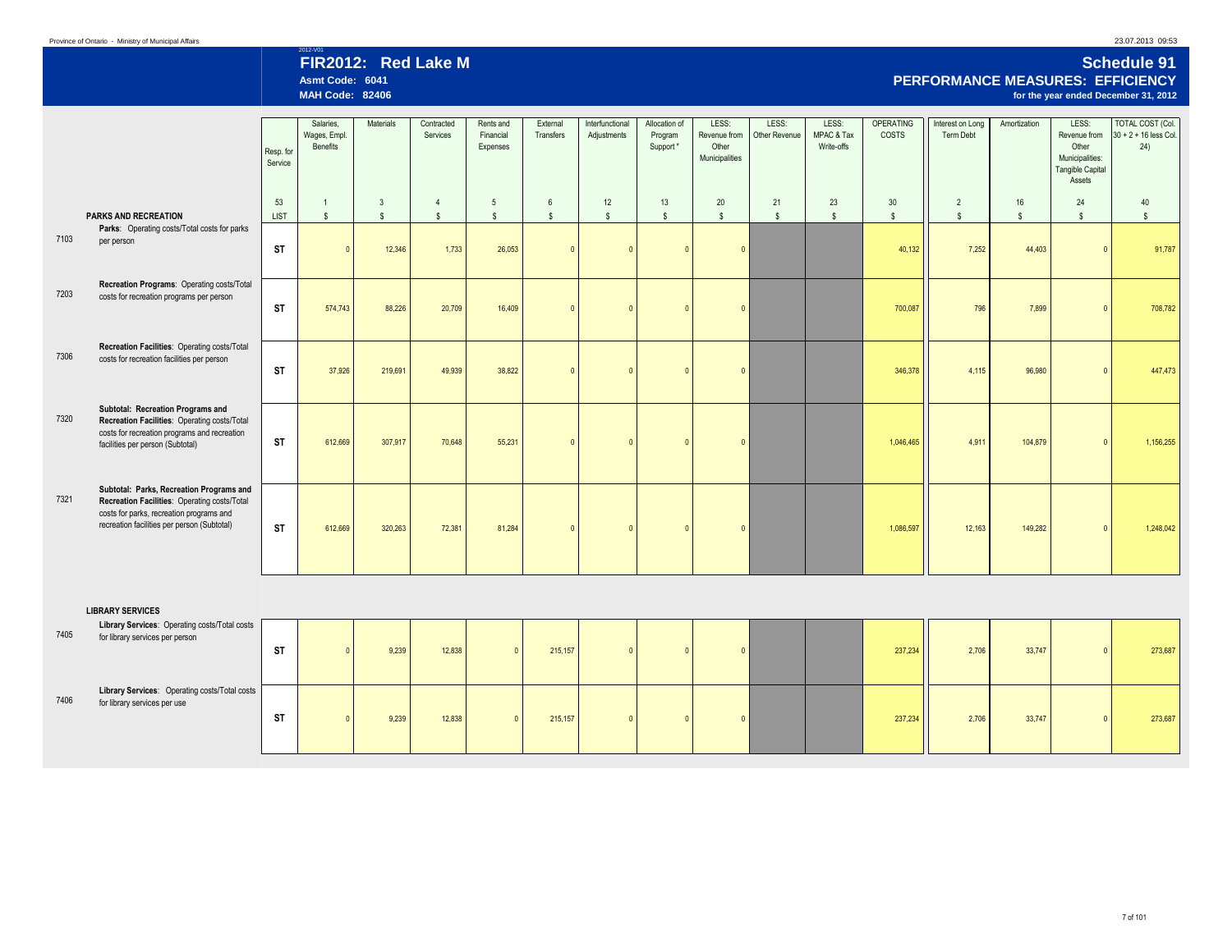# FIR2012: Red Lake M

Asmt Code: 6041

MAH Code: 82406

## Schedule 91

## PERFORMANCE MEASURES: EFFICIENCY

**for the year ended December 31, 2012**

| | | Resp. for Service | Salaries, Wages, Empl. Benefits | Materials | Contracted Services | Rents and Financial Expenses | External Transfers | Interfunctional Adjustments | Allocation of Program Support * | LESS: Revenue from Other Municipalities | LESS: Other Revenue | LESS: MPAC & Tax Write-offs | OPERATING COSTS | Interest on Long Term Debt | Amortization | LESS: Revenue from Other Municipalities: Tangible Capital Assets | TOTAL COST (Col. 30 + 2 + 16 less Col. 24) |
|---|---|---|---|---|---|---|---|---|---|---|---|---|---|---|---|---|---|
| | | 53 | 1 | 3 | 4 | 5 | 6 | 12 | 13 | 20 | 21 | 23 | 30 | 2 | 16 | 24 | 40 |
| | **PARKS AND RECREATION** | LIST | $ | $ | $ | $ | $ | $ | $ | $ | $ | $ | $ | $ | $ | $ | $ |
| 7103 | **Parks**: Operating costs/Total costs for parks per person | ST | 0 | 12,346 | 1,733 | 26,053 | 0 | 0 | 0 | 0 | | | 40,132 | 7,252 | 44,403 | 0 | 91,787 |
| 7203 | **Recreation Programs**: Operating costs/Total costs for recreation programs per person | ST | 574,743 | 88,226 | 20,709 | 16,409 | 0 | 0 | 0 | 0 | | | 700,087 | 796 | 7,899 | 0 | 708,782 |
| 7306 | **Recreation Facilities**: Operating costs/Total costs for recreation facilities per person | ST | 37,926 | 219,691 | 49,939 | 38,822 | 0 | 0 | 0 | 0 | | | 346,378 | 4,115 | 96,980 | 0 | 447,473 |
| 7320 | **Subtotal: Recreation Programs and Recreation Facilities**: Operating costs/Total costs for recreation programs and recreation facilities per person (Subtotal) | ST | 612,669 | 307,917 | 70,648 | 55,231 | 0 | 0 | 0 | 0 | | | 1,046,465 | 4,911 | 104,879 | 0 | 1,156,255 |
| 7321 | **Subtotal: Parks, Recreation Programs and Recreation Facilities**: Operating costs/Total costs for parks, recreation programs and recreation facilities per person (Subtotal) | ST | 612,669 | 320,263 | 72,381 | 81,284 | 0 | 0 | 0 | 0 | | | 1,086,597 | 12,163 | 149,282 | 0 | 1,248,042 |
| | **LIBRARY SERVICES** | | | | | | | | | | | | | | | | |
| 7405 | **Library Services**: Operating costs/Total costs for library services per person | ST | 0 | 9,239 | 12,838 | 0 | 215,157 | 0 | 0 | 0 | | | 237,234 | 2,706 | 33,747 | 0 | 273,687 |
| 7406 | **Library Services**: Operating costs/Total costs for library services per use | ST | 0 | 9,239 | 12,838 | 0 | 215,157 | 0 | 0 | 0 | | | 237,234 | 2,706 | 33,747 | 0 | 273,687 |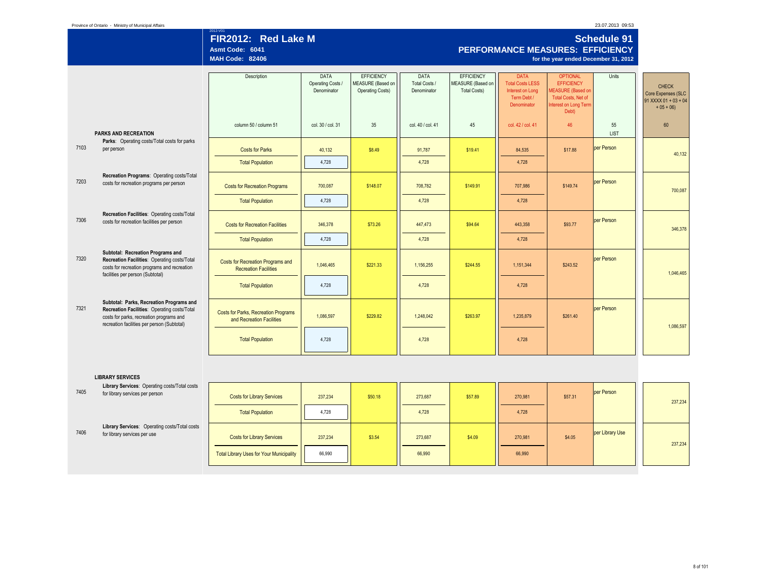Province of Ontario - Ministry of Municipal Affairs

23.07.2013 09:53

2012-V01

# FIR2012: Red Lake M

**Asmt Code: 6041**

**MAH Code: 82406**

# Schedule 91

## PERFORMANCE MEASURES: EFFICIENCY

**for the year ended December 31, 2012**

| | | Description | DATA Operating Costs / Denominator | EFFICIENCY MEASURE (Based on Operating Costs) | DATA Total Costs / Denominator | EFFICIENCY MEASURE (Based on Total Costs) | DATA Total Costs LESS Interest on Long Term Debt / Denominator | OPTIONAL EFFICIENCY MEASURE (Based on Total Costs, Net of Interest on Long Term Debt) | Units | CHECK Core Expenses (SLC 91 XXXX 01 + 03 + 04 + 05 + 06) |
|---|---|---|---|---|---|---|---|---|---|---|
| | | column 50 / column 51 | col. 30 / col. 31 | 35 | col. 40 / col. 41 | 45 | col. 42 / col. 41 | 46 | 55 LIST | 60 |
| | **PARKS AND RECREATION** | | | | | | | | | |
| 7103 | **Parks**: Operating costs/Total costs for parks per person | Costs for Parks | 40,132 | $8.49 | 91,787 | $19.41 | 84,535 | $17.88 | per Person | 40,132 |
| | | Total Population | 4,728 | | 4,728 | | 4,728 | | | |
| 7203 | **Recreation Programs**: Operating costs/Total costs for recreation programs per person | Costs for Recreation Programs | 700,087 | $148.07 | 708,782 | $149.91 | 707,986 | $149.74 | per Person | 700,087 |
| | | Total Population | 4,728 | | 4,728 | | 4,728 | | | |
| 7306 | **Recreation Facilities**: Operating costs/Total costs for recreation facilities per person | Costs for Recreation Facilities | 346,378 | $73.26 | 447,473 | $94.64 | 443,358 | $93.77 | per Person | 346,378 |
| | | Total Population | 4,728 | | 4,728 | | 4,728 | | | |
| 7320 | **Subtotal: Recreation Programs and Recreation Facilities**: Operating costs/Total costs for recreation programs and recreation facilities per person (Subtotal) | Costs for Recreation Programs and Recreation Facilities | 1,046,465 | $221.33 | 1,156,255 | $244.55 | 1,151,344 | $243.52 | per Person | 1,046,465 |
| | | Total Population | 4,728 | | 4,728 | | 4,728 | | | |
| 7321 | **Subtotal: Parks, Recreation Programs and Recreation Facilities**: Operating costs/Total costs for parks, recreation programs and recreation facilities per person (Subtotal) | Costs for Parks, Recreation Programs and Recreation Facilities | 1,086,597 | $229.82 | 1,248,042 | $263.97 | 1,235,879 | $261.40 | per Person | 1,086,597 |
| | | Total Population | 4,728 | | 4,728 | | 4,728 | | | |
| | **LIBRARY SERVICES** | | | | | | | | | |
| 7405 | **Library Services**: Operating costs/Total costs for library services per person | Costs for Library Services | 237,234 | $50.18 | 273,687 | $57.89 | 270,981 | $57.31 | per Person | 237,234 |
| | | Total Population | 4,728 | | 4,728 | | 4,728 | | | |
| 7406 | **Library Services**: Operating costs/Total costs for library services per use | Costs for Library Services | 237,234 | $3.54 | 273,687 | $4.09 | 270,981 | $4.05 | per Library Use | 237,234 |
| | | Total Library Uses for Your Municipality | 66,990 | | 66,990 | | 66,990 | | | |